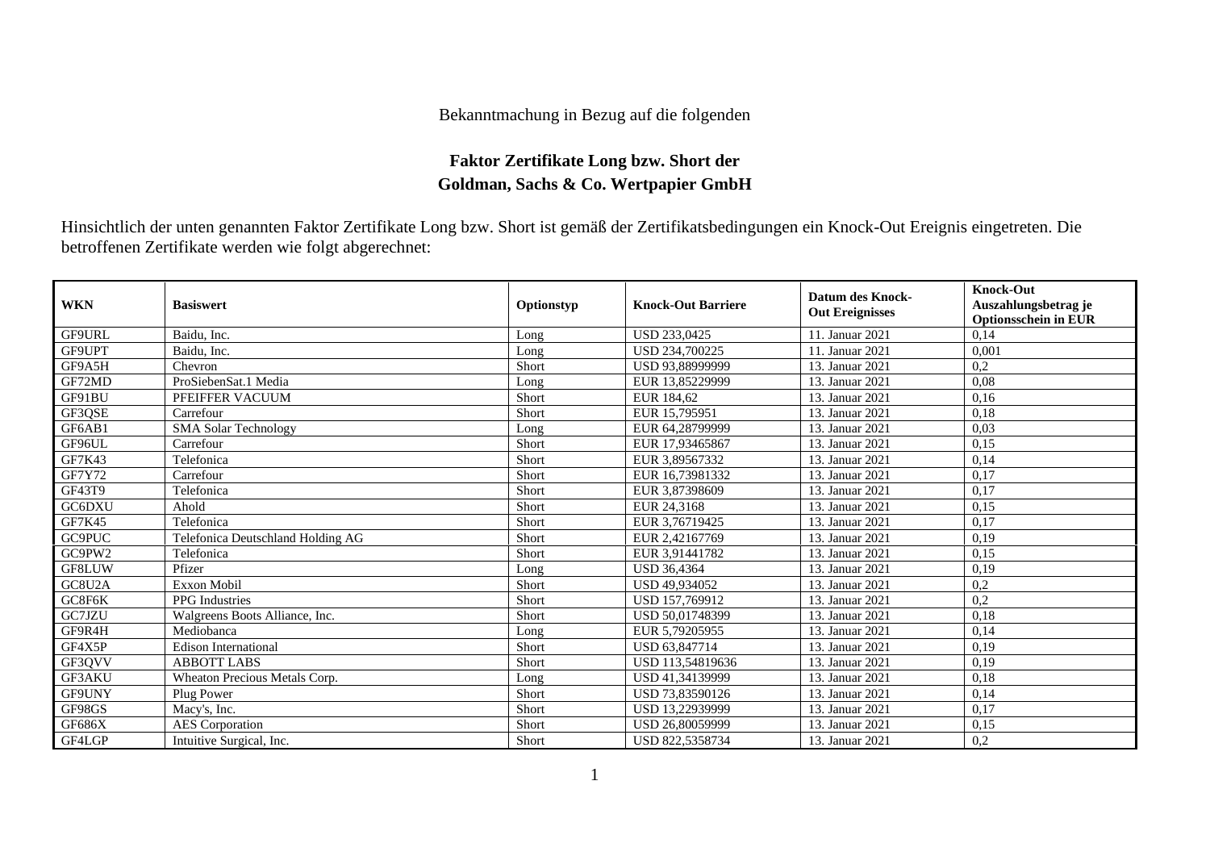Bekanntmachung in Bezug auf die folgenden

**Faktor Zertifikate Long bzw. Short der Goldman, Sachs & Co. Wertpapier GmbH**

Hinsichtlich der unten genannten Faktor Zertifikate Long bzw. Short ist gemäß der Zertifikatsbedingungen ein Knock-Out Ereignis eingetreten. Die betroffenen Zertifikate werden wie folgt abgerechnet:

| WKN | Basiswert | Optionstyp | Knock-Out Barriere | Datum des Knock-Out Ereignisses | Knock-Out Auszahlungsbetrag je Optionsschein in EUR |
|---|---|---|---|---|---|
| GF9URL | Baidu, Inc. | Long | USD 233,0425 | 11. Januar 2021 | 0,14 |
| GF9UPT | Baidu, Inc. | Long | USD 234,700225 | 11. Januar 2021 | 0,001 |
| GF9A5H | Chevron | Short | USD 93,88999999 | 13. Januar 2021 | 0,2 |
| GF72MD | ProSiebenSat.1 Media | Long | EUR 13,85229999 | 13. Januar 2021 | 0,08 |
| GF91BU | PFEIFFER VACUUM | Short | EUR 184,62 | 13. Januar 2021 | 0,16 |
| GF3QSE | Carrefour | Short | EUR 15,795951 | 13. Januar 2021 | 0,18 |
| GF6AB1 | SMA Solar Technology | Long | EUR 64,28799999 | 13. Januar 2021 | 0,03 |
| GF96UL | Carrefour | Short | EUR 17,93465867 | 13. Januar 2021 | 0,15 |
| GF7K43 | Telefonica | Short | EUR 3,89567332 | 13. Januar 2021 | 0,14 |
| GF7Y72 | Carrefour | Short | EUR 16,73981332 | 13. Januar 2021 | 0,17 |
| GF43T9 | Telefonica | Short | EUR 3,87398609 | 13. Januar 2021 | 0,17 |
| GC6DXU | Ahold | Short | EUR 24,3168 | 13. Januar 2021 | 0,15 |
| GF7K45 | Telefonica | Short | EUR 3,76719425 | 13. Januar 2021 | 0,17 |
| GC9PUC | Telefonica Deutschland Holding AG | Short | EUR 2,42167769 | 13. Januar 2021 | 0,19 |
| GC9PW2 | Telefonica | Short | EUR 3,91441782 | 13. Januar 2021 | 0,15 |
| GF8LUW | Pfizer | Long | USD 36,4364 | 13. Januar 2021 | 0,19 |
| GC8U2A | Exxon Mobil | Short | USD 49,934052 | 13. Januar 2021 | 0,2 |
| GC8F6K | PPG Industries | Short | USD 157,769912 | 13. Januar 2021 | 0,2 |
| GC7JZU | Walgreens Boots Alliance, Inc. | Short | USD 50,01748399 | 13. Januar 2021 | 0,18 |
| GF9R4H | Mediobanca | Long | EUR 5,79205955 | 13. Januar 2021 | 0,14 |
| GF4X5P | Edison International | Short | USD 63,847714 | 13. Januar 2021 | 0,19 |
| GF3QVV | ABBOTT LABS | Short | USD 113,54819636 | 13. Januar 2021 | 0,19 |
| GF3AKU | Wheaton Precious Metals Corp. | Long | USD 41,34139999 | 13. Januar 2021 | 0,18 |
| GF9UNY | Plug Power | Short | USD 73,83590126 | 13. Januar 2021 | 0,14 |
| GF98GS | Macy's, Inc. | Short | USD 13,22939999 | 13. Januar 2021 | 0,17 |
| GF686X | AES Corporation | Short | USD 26,80059999 | 13. Januar 2021 | 0,15 |
| GF4LGP | Intuitive Surgical, Inc. | Short | USD 822,5358734 | 13. Januar 2021 | 0,2 |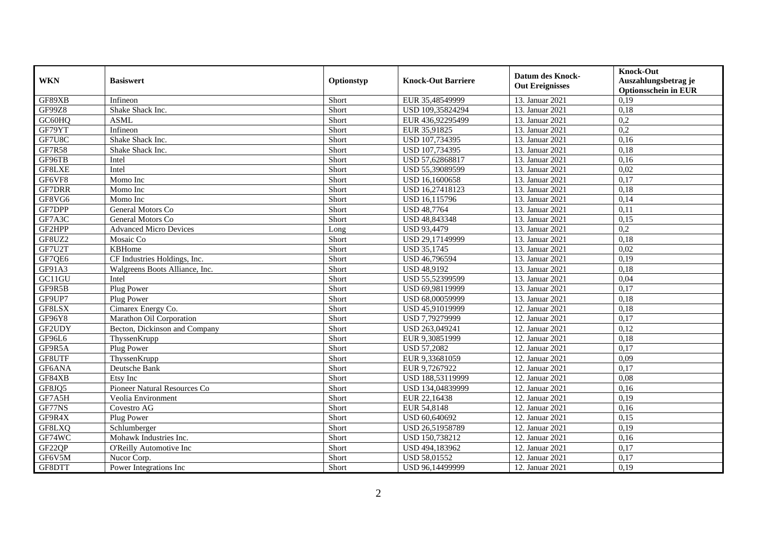| WKN | Basiswert | Optionstyp | Knock-Out Barriere | Datum des Knock-Out Ereignisses | Knock-Out Auszahlungsbetrag je Optionsschein in EUR |
|---|---|---|---|---|---|
| GF89XB | Infineon | Short | EUR 35,48549999 | 13. Januar 2021 | 0,19 |
| GF99Z8 | Shake Shack Inc. | Short | USD 109,35824294 | 13. Januar 2021 | 0,18 |
| GC60HQ | ASML | Short | EUR 436,92295499 | 13. Januar 2021 | 0,2 |
| GF79YT | Infineon | Short | EUR 35,91825 | 13. Januar 2021 | 0,2 |
| GF7U8C | Shake Shack Inc. | Short | USD 107,734395 | 13. Januar 2021 | 0,16 |
| GF7R58 | Shake Shack Inc. | Short | USD 107,734395 | 13. Januar 2021 | 0,18 |
| GF96TB | Intel | Short | USD 57,62868817 | 13. Januar 2021 | 0,16 |
| GF8LXE | Intel | Short | USD 55,39089599 | 13. Januar 2021 | 0,02 |
| GF6VF8 | Momo Inc | Short | USD 16,1600658 | 13. Januar 2021 | 0,17 |
| GF7DRR | Momo Inc | Short | USD 16,27418123 | 13. Januar 2021 | 0,18 |
| GF8VG6 | Momo Inc | Short | USD 16,115796 | 13. Januar 2021 | 0,14 |
| GF7DPP | General Motors Co | Short | USD 48,7764 | 13. Januar 2021 | 0,11 |
| GF7A3C | General Motors Co | Short | USD 48,843348 | 13. Januar 2021 | 0,15 |
| GF2HPP | Advanced Micro Devices | Long | USD 93,4479 | 13. Januar 2021 | 0,2 |
| GF8UZ2 | Mosaic Co | Short | USD 29,17149999 | 13. Januar 2021 | 0,18 |
| GF7U2T | KBHome | Short | USD 35,1745 | 13. Januar 2021 | 0,02 |
| GF7QE6 | CF Industries Holdings, Inc. | Short | USD 46,796594 | 13. Januar 2021 | 0,19 |
| GF91A3 | Walgreens Boots Alliance, Inc. | Short | USD 48,9192 | 13. Januar 2021 | 0,18 |
| GC11GU | Intel | Short | USD 55,52399599 | 13. Januar 2021 | 0,04 |
| GF9R5B | Plug Power | Short | USD 69,98119999 | 13. Januar 2021 | 0,17 |
| GF9UP7 | Plug Power | Short | USD 68,00059999 | 13. Januar 2021 | 0,18 |
| GF8LSX | Cimarex Energy Co. | Short | USD 45,91019999 | 12. Januar 2021 | 0,18 |
| GF96Y8 | Marathon Oil Corporation | Short | USD 7,79279999 | 12. Januar 2021 | 0,17 |
| GF2UDY | Becton, Dickinson and Company | Short | USD 263,049241 | 12. Januar 2021 | 0,12 |
| GF96L6 | ThyssenKrupp | Short | EUR 9,30851999 | 12. Januar 2021 | 0,18 |
| GF9R5A | Plug Power | Short | USD 57,2082 | 12. Januar 2021 | 0,17 |
| GF8UTF | ThyssenKrupp | Short | EUR 9,33681059 | 12. Januar 2021 | 0,09 |
| GF6ANA | Deutsche Bank | Short | EUR 9,7267922 | 12. Januar 2021 | 0,17 |
| GF84XB | Etsy Inc | Short | USD 188,53119999 | 12. Januar 2021 | 0,08 |
| GF8JQ5 | Pioneer Natural Resources Co | Short | USD 134,04839999 | 12. Januar 2021 | 0,16 |
| GF7A5H | Veolia Environment | Short | EUR 22,16438 | 12. Januar 2021 | 0,19 |
| GF77NS | Covestro AG | Short | EUR 54,8148 | 12. Januar 2021 | 0,16 |
| GF9R4X | Plug Power | Short | USD 60,640692 | 12. Januar 2021 | 0,15 |
| GF8LXQ | Schlumberger | Short | USD 26,51958789 | 12. Januar 2021 | 0,19 |
| GF74WC | Mohawk Industries Inc. | Short | USD 150,738212 | 12. Januar 2021 | 0,16 |
| GF22QP | O'Reilly Automotive Inc | Short | USD 494,183962 | 12. Januar 2021 | 0,17 |
| GF6V5M | Nucor Corp. | Short | USD 58,01552 | 12. Januar 2021 | 0,17 |
| GF8DTT | Power Integrations Inc | Short | USD 96,14499999 | 12. Januar 2021 | 0,19 |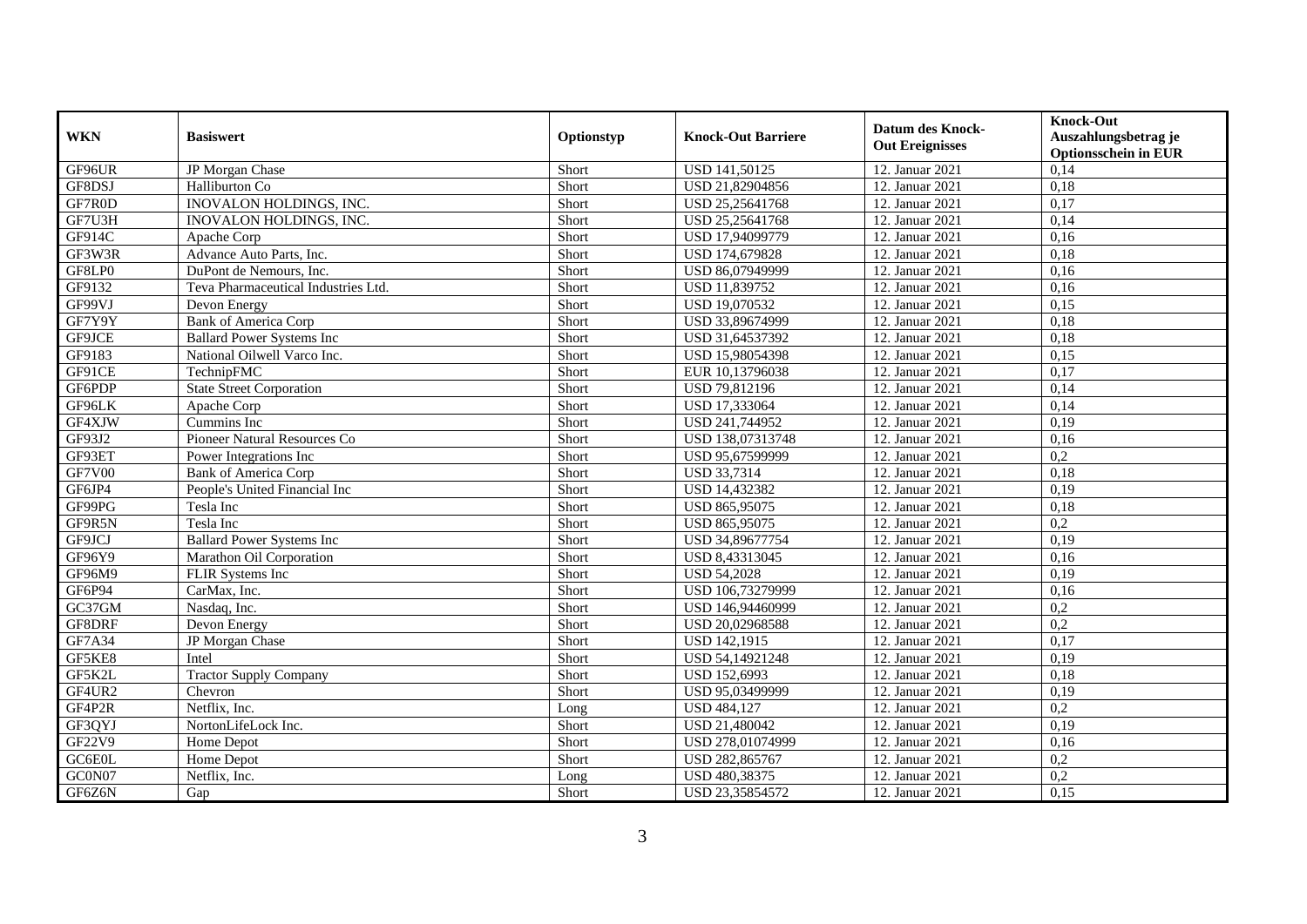| WKN | Basiswert | Optionstyp | Knock-Out Barriere | Datum des Knock-Out Ereignisses | Knock-Out Auszahlungsbetrag je Optionsschein in EUR |
|---|---|---|---|---|---|
| GF96UR | JP Morgan Chase | Short | USD 141,50125 | 12. Januar 2021 | 0,14 |
| GF8DSJ | Halliburton Co | Short | USD 21,82904856 | 12. Januar 2021 | 0,18 |
| GF7R0D | INOVALON HOLDINGS, INC. | Short | USD 25,25641768 | 12. Januar 2021 | 0,17 |
| GF7U3H | INOVALON HOLDINGS, INC. | Short | USD 25,25641768 | 12. Januar 2021 | 0,14 |
| GF914C | Apache Corp | Short | USD 17,94099779 | 12. Januar 2021 | 0,16 |
| GF3W3R | Advance Auto Parts, Inc. | Short | USD 174,679828 | 12. Januar 2021 | 0,18 |
| GF8LP0 | DuPont de Nemours, Inc. | Short | USD 86,07949999 | 12. Januar 2021 | 0,16 |
| GF9132 | Teva Pharmaceutical Industries Ltd. | Short | USD 11,839752 | 12. Januar 2021 | 0,16 |
| GF99VJ | Devon Energy | Short | USD 19,070532 | 12. Januar 2021 | 0,15 |
| GF7Y9Y | Bank of America Corp | Short | USD 33,89674999 | 12. Januar 2021 | 0,18 |
| GF9JCE | Ballard Power Systems Inc | Short | USD 31,64537392 | 12. Januar 2021 | 0,18 |
| GF9183 | National Oilwell Varco Inc. | Short | USD 15,98054398 | 12. Januar 2021 | 0,15 |
| GF91CE | TechnipFMC | Short | EUR 10,13796038 | 12. Januar 2021 | 0,17 |
| GF6PDP | State Street Corporation | Short | USD 79,812196 | 12. Januar 2021 | 0,14 |
| GF96LK | Apache Corp | Short | USD 17,333064 | 12. Januar 2021 | 0,14 |
| GF4XJW | Cummins Inc | Short | USD 241,744952 | 12. Januar 2021 | 0,19 |
| GF93J2 | Pioneer Natural Resources Co | Short | USD 138,07313748 | 12. Januar 2021 | 0,16 |
| GF93ET | Power Integrations Inc | Short | USD 95,67599999 | 12. Januar 2021 | 0,2 |
| GF7V00 | Bank of America Corp | Short | USD 33,7314 | 12. Januar 2021 | 0,18 |
| GF6JP4 | People's United Financial Inc | Short | USD 14,432382 | 12. Januar 2021 | 0,19 |
| GF99PG | Tesla Inc | Short | USD 865,95075 | 12. Januar 2021 | 0,18 |
| GF9R5N | Tesla Inc | Short | USD 865,95075 | 12. Januar 2021 | 0,2 |
| GF9JCJ | Ballard Power Systems Inc | Short | USD 34,89677754 | 12. Januar 2021 | 0,19 |
| GF96Y9 | Marathon Oil Corporation | Short | USD 8,43313045 | 12. Januar 2021 | 0,16 |
| GF96M9 | FLIR Systems Inc | Short | USD 54,2028 | 12. Januar 2021 | 0,19 |
| GF6P94 | CarMax, Inc. | Short | USD 106,73279999 | 12. Januar 2021 | 0,16 |
| GC37GM | Nasdaq, Inc. | Short | USD 146,94460999 | 12. Januar 2021 | 0,2 |
| GF8DRF | Devon Energy | Short | USD 20,02968588 | 12. Januar 2021 | 0,2 |
| GF7A34 | JP Morgan Chase | Short | USD 142,1915 | 12. Januar 2021 | 0,17 |
| GF5KE8 | Intel | Short | USD 54,14921248 | 12. Januar 2021 | 0,19 |
| GF5K2L | Tractor Supply Company | Short | USD 152,6993 | 12. Januar 2021 | 0,18 |
| GF4UR2 | Chevron | Short | USD 95,03499999 | 12. Januar 2021 | 0,19 |
| GF4P2R | Netflix, Inc. | Long | USD 484,127 | 12. Januar 2021 | 0,2 |
| GF3QYJ | NortonLifeLock Inc. | Short | USD 21,480042 | 12. Januar 2021 | 0,19 |
| GF22V9 | Home Depot | Short | USD 278,01074999 | 12. Januar 2021 | 0,16 |
| GC6E0L | Home Depot | Short | USD 282,865767 | 12. Januar 2021 | 0,2 |
| GC0N07 | Netflix, Inc. | Long | USD 480,38375 | 12. Januar 2021 | 0,2 |
| GF6Z6N | Gap | Short | USD 23,35854572 | 12. Januar 2021 | 0,15 |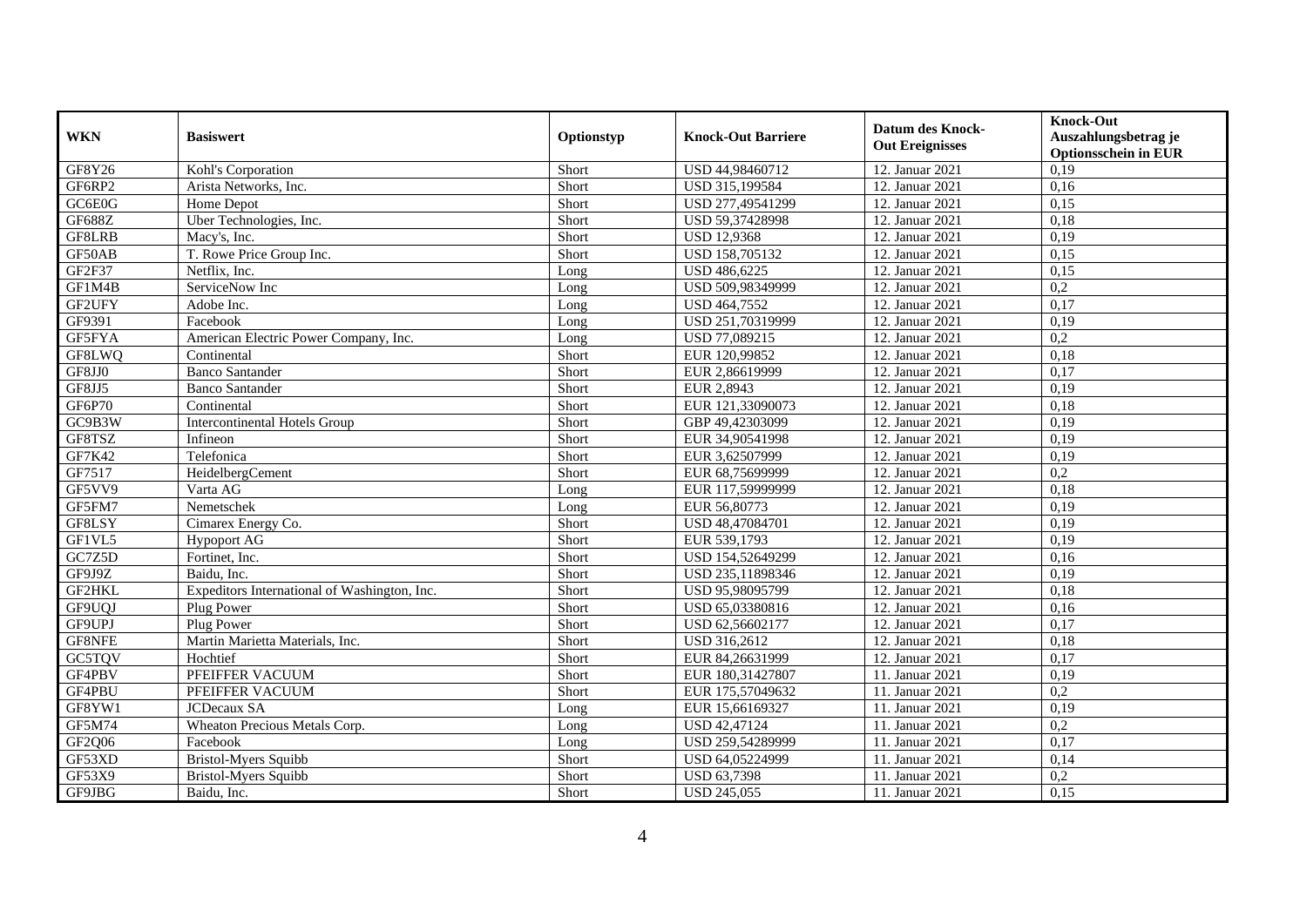| WKN | Basiswert | Optionstyp | Knock-Out Barriere | Datum des Knock-Out Ereignisses | Knock-Out Auszahlungsbetrag je Optionsschein in EUR |
|---|---|---|---|---|---|
| GF8Y26 | Kohl's Corporation | Short | USD 44,98460712 | 12. Januar 2021 | 0,19 |
| GF6RP2 | Arista Networks, Inc. | Short | USD 315,199584 | 12. Januar 2021 | 0,16 |
| GC6E0G | Home Depot | Short | USD 277,49541299 | 12. Januar 2021 | 0,15 |
| GF688Z | Uber Technologies, Inc. | Short | USD 59,37428998 | 12. Januar 2021 | 0,18 |
| GF8LRB | Macy's, Inc. | Short | USD 12,9368 | 12. Januar 2021 | 0,19 |
| GF50AB | T. Rowe Price Group Inc. | Short | USD 158,705132 | 12. Januar 2021 | 0,15 |
| GF2F37 | Netflix, Inc. | Long | USD 486,6225 | 12. Januar 2021 | 0,15 |
| GF1M4B | ServiceNow Inc | Long | USD 509,98349999 | 12. Januar 2021 | 0,2 |
| GF2UFY | Adobe Inc. | Long | USD 464,7552 | 12. Januar 2021 | 0,17 |
| GF9391 | Facebook | Long | USD 251,70319999 | 12. Januar 2021 | 0,19 |
| GF5FYA | American Electric Power Company, Inc. | Long | USD 77,089215 | 12. Januar 2021 | 0,2 |
| GF8LWQ | Continental | Short | EUR 120,99852 | 12. Januar 2021 | 0,18 |
| GF8JJ0 | Banco Santander | Short | EUR 2,86619999 | 12. Januar 2021 | 0,17 |
| GF8JJ5 | Banco Santander | Short | EUR 2,8943 | 12. Januar 2021 | 0,19 |
| GF6P70 | Continental | Short | EUR 121,33090073 | 12. Januar 2021 | 0,18 |
| GC9B3W | Intercontinental Hotels Group | Short | GBP 49,42303099 | 12. Januar 2021 | 0,19 |
| GF8TSZ | Infineon | Short | EUR 34,90541998 | 12. Januar 2021 | 0,19 |
| GF7K42 | Telefonica | Short | EUR 3,62507999 | 12. Januar 2021 | 0,19 |
| GF7517 | HeidelbergCement | Short | EUR 68,75699999 | 12. Januar 2021 | 0,2 |
| GF5VV9 | Varta AG | Long | EUR 117,59999999 | 12. Januar 2021 | 0,18 |
| GF5FM7 | Nemetschek | Long | EUR 56,80773 | 12. Januar 2021 | 0,19 |
| GF8LSY | Cimarex Energy Co. | Short | USD 48,47084701 | 12. Januar 2021 | 0,19 |
| GF1VL5 | Hypoport AG | Short | EUR 539,1793 | 12. Januar 2021 | 0,19 |
| GC7Z5D | Fortinet, Inc. | Short | USD 154,52649299 | 12. Januar 2021 | 0,16 |
| GF9J9Z | Baidu, Inc. | Short | USD 235,11898346 | 12. Januar 2021 | 0,19 |
| GF2HKL | Expeditors International of Washington, Inc. | Short | USD 95,98095799 | 12. Januar 2021 | 0,18 |
| GF9UQJ | Plug Power | Short | USD 65,03380816 | 12. Januar 2021 | 0,16 |
| GF9UPJ | Plug Power | Short | USD 62,56602177 | 12. Januar 2021 | 0,17 |
| GF8NFE | Martin Marietta Materials, Inc. | Short | USD 316,2612 | 12. Januar 2021 | 0,18 |
| GC5TQV | Hochtief | Short | EUR 84,26631999 | 12. Januar 2021 | 0,17 |
| GF4PBV | PFEIFFER VACUUM | Short | EUR 180,31427807 | 11. Januar 2021 | 0,19 |
| GF4PBU | PFEIFFER VACUUM | Short | EUR 175,57049632 | 11. Januar 2021 | 0,2 |
| GF8YW1 | JCDecaux SA | Long | EUR 15,66169327 | 11. Januar 2021 | 0,19 |
| GF5M74 | Wheaton Precious Metals Corp. | Long | USD 42,47124 | 11. Januar 2021 | 0,2 |
| GF2Q06 | Facebook | Long | USD 259,54289999 | 11. Januar 2021 | 0,17 |
| GF53XD | Bristol-Myers Squibb | Short | USD 64,05224999 | 11. Januar 2021 | 0,14 |
| GF53X9 | Bristol-Myers Squibb | Short | USD 63,7398 | 11. Januar 2021 | 0,2 |
| GF9JBG | Baidu, Inc. | Short | USD 245,055 | 11. Januar 2021 | 0,15 |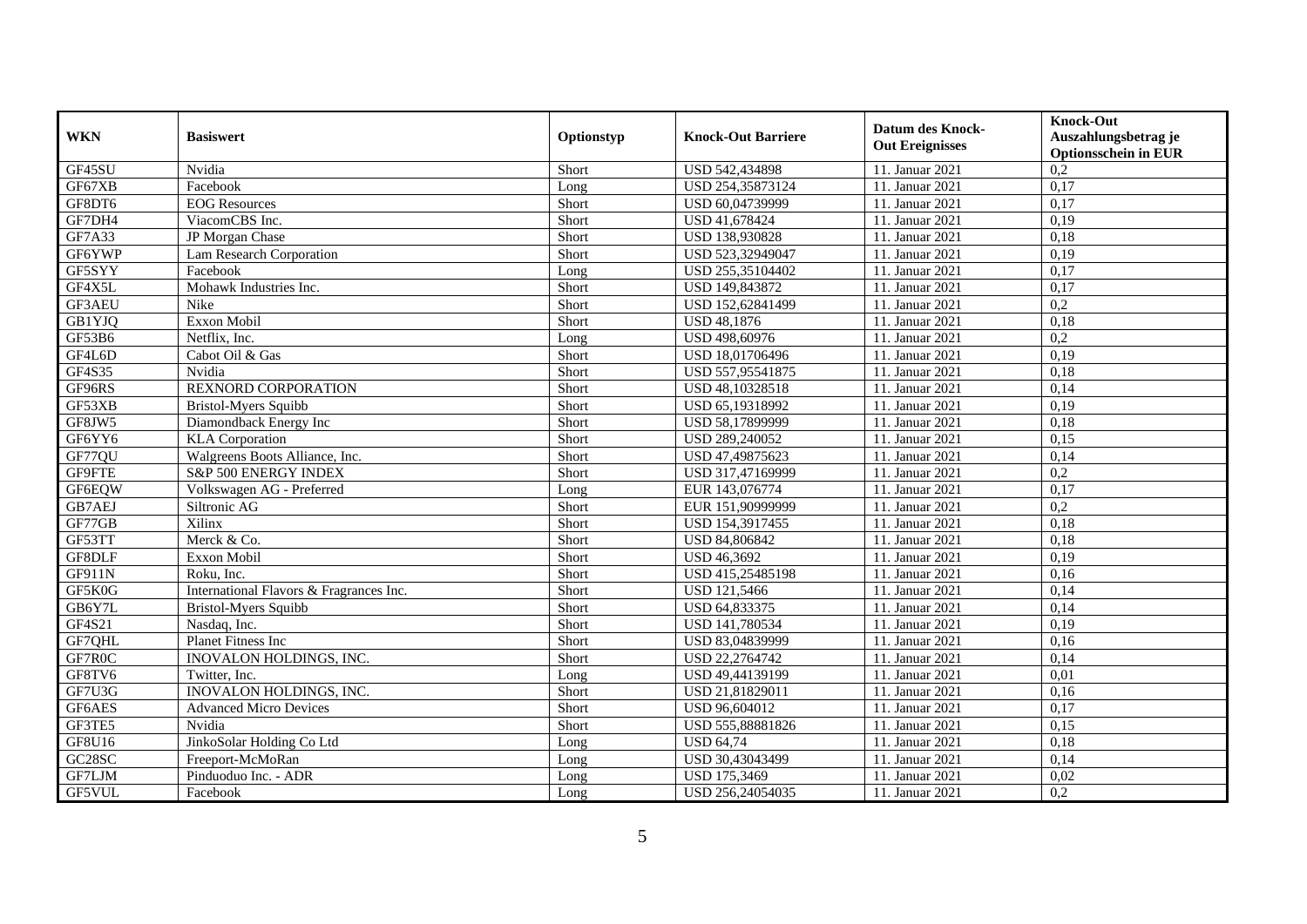| WKN | Basiswert | Optionstyp | Knock-Out Barriere | Datum des Knock-Out Ereignisses | Knock-Out Auszahlungsbetrag je Optionsschein in EUR |
|---|---|---|---|---|---|
| GF45SU | Nvidia | Short | USD 542,434898 | 11. Januar 2021 | 0,2 |
| GF67XB | Facebook | Long | USD 254,35873124 | 11. Januar 2021 | 0,17 |
| GF8DT6 | EOG Resources | Short | USD 60,04739999 | 11. Januar 2021 | 0,17 |
| GF7DH4 | ViacomCBS Inc. | Short | USD 41,678424 | 11. Januar 2021 | 0,19 |
| GF7A33 | JP Morgan Chase | Short | USD 138,930828 | 11. Januar 2021 | 0,18 |
| GF6YWP | Lam Research Corporation | Short | USD 523,32949047 | 11. Januar 2021 | 0,19 |
| GF5SYY | Facebook | Long | USD 255,35104402 | 11. Januar 2021 | 0,17 |
| GF4X5L | Mohawk Industries Inc. | Short | USD 149,843872 | 11. Januar 2021 | 0,17 |
| GF3AEU | Nike | Short | USD 152,62841499 | 11. Januar 2021 | 0,2 |
| GB1YJQ | Exxon Mobil | Short | USD 48,1876 | 11. Januar 2021 | 0,18 |
| GF53B6 | Netflix, Inc. | Long | USD 498,60976 | 11. Januar 2021 | 0,2 |
| GF4L6D | Cabot Oil & Gas | Short | USD 18,01706496 | 11. Januar 2021 | 0,19 |
| GF4S35 | Nvidia | Short | USD 557,95541875 | 11. Januar 2021 | 0,18 |
| GF96RS | REXNORD CORPORATION | Short | USD 48,10328518 | 11. Januar 2021 | 0,14 |
| GF53XB | Bristol-Myers Squibb | Short | USD 65,19318992 | 11. Januar 2021 | 0,19 |
| GF8JW5 | Diamondback Energy Inc | Short | USD 58,17899999 | 11. Januar 2021 | 0,18 |
| GF6YY6 | KLA Corporation | Short | USD 289,240052 | 11. Januar 2021 | 0,15 |
| GF77QU | Walgreens Boots Alliance, Inc. | Short | USD 47,49875623 | 11. Januar 2021 | 0,14 |
| GF9FTE | S&P 500 ENERGY INDEX | Short | USD 317,47169999 | 11. Januar 2021 | 0,2 |
| GF6EQW | Volkswagen AG - Preferred | Long | EUR 143,076774 | 11. Januar 2021 | 0,17 |
| GB7AEJ | Siltronic AG | Short | EUR 151,90999999 | 11. Januar 2021 | 0,2 |
| GF77GB | Xilinx | Short | USD 154,3917455 | 11. Januar 2021 | 0,18 |
| GF53TT | Merck & Co. | Short | USD 84,806842 | 11. Januar 2021 | 0,18 |
| GF8DLF | Exxon Mobil | Short | USD 46,3692 | 11. Januar 2021 | 0,19 |
| GF911N | Roku, Inc. | Short | USD 415,25485198 | 11. Januar 2021 | 0,16 |
| GF5K0G | International Flavors & Fragrances Inc. | Short | USD 121,5466 | 11. Januar 2021 | 0,14 |
| GB6Y7L | Bristol-Myers Squibb | Short | USD 64,833375 | 11. Januar 2021 | 0,14 |
| GF4S21 | Nasdaq, Inc. | Short | USD 141,780534 | 11. Januar 2021 | 0,19 |
| GF7QHL | Planet Fitness Inc | Short | USD 83,04839999 | 11. Januar 2021 | 0,16 |
| GF7R0C | INOVALON HOLDINGS, INC. | Short | USD 22,2764742 | 11. Januar 2021 | 0,14 |
| GF8TV6 | Twitter, Inc. | Long | USD 49,44139199 | 11. Januar 2021 | 0,01 |
| GF7U3G | INOVALON HOLDINGS, INC. | Short | USD 21,81829011 | 11. Januar 2021 | 0,16 |
| GF6AES | Advanced Micro Devices | Short | USD 96,604012 | 11. Januar 2021 | 0,17 |
| GF3TE5 | Nvidia | Short | USD 555,88881826 | 11. Januar 2021 | 0,15 |
| GF8U16 | JinkoSolar Holding Co Ltd | Long | USD 64,74 | 11. Januar 2021 | 0,18 |
| GC28SC | Freeport-McMoRan | Long | USD 30,43043499 | 11. Januar 2021 | 0,14 |
| GF7LJM | Pinduoduo Inc. - ADR | Long | USD 175,3469 | 11. Januar 2021 | 0,02 |
| GF5VUL | Facebook | Long | USD 256,24054035 | 11. Januar 2021 | 0,2 |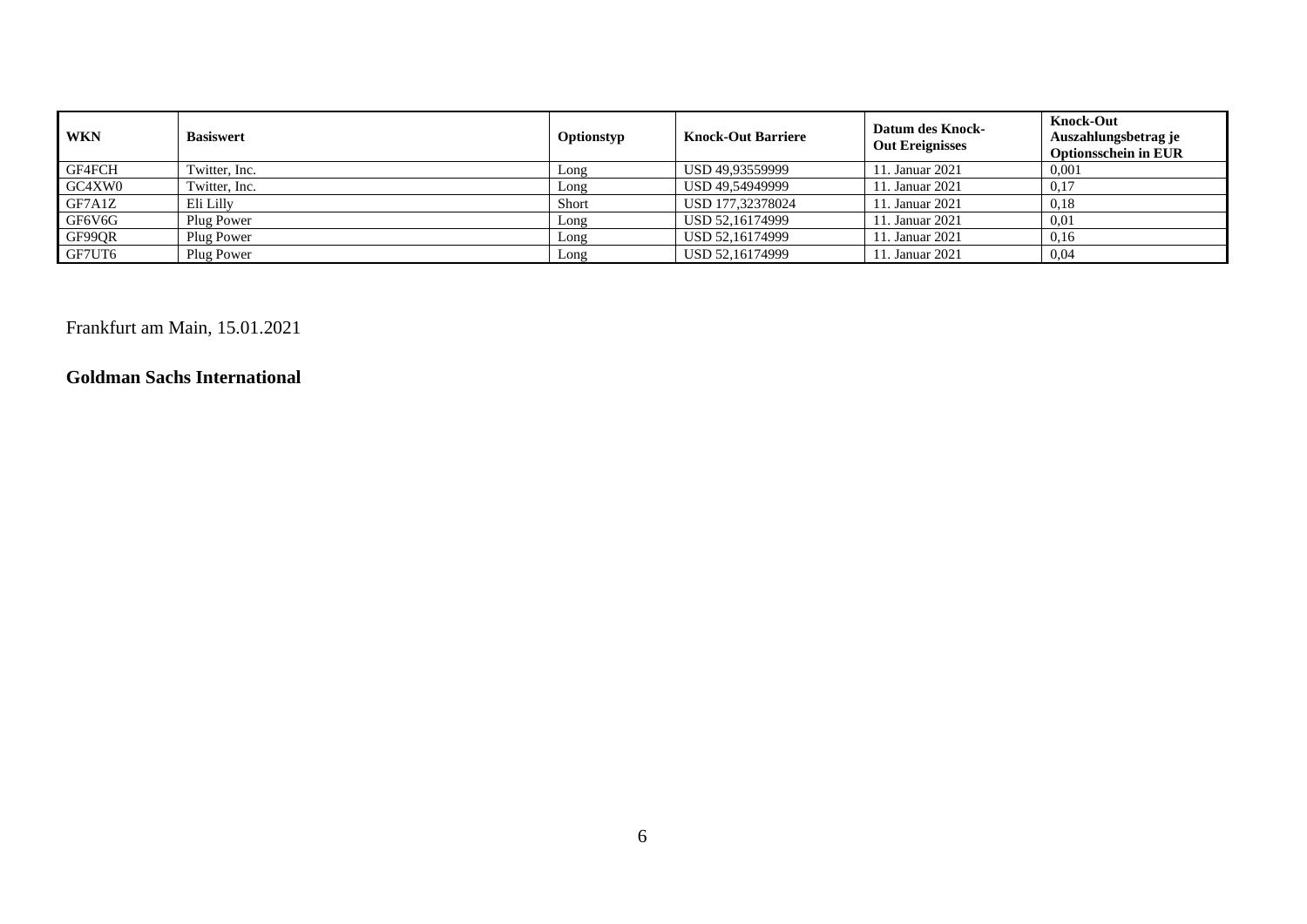| WKN | Basiswert | Optionstyp | Knock-Out Barriere | Datum des Knock-Out Ereignisses | Knock-Out Auszahlungsbetrag je Optionsschein in EUR |
|---|---|---|---|---|---|
| GF4FCH | Twitter, Inc. | Long | USD 49,93559999 | 11. Januar 2021 | 0,001 |
| GC4XW0 | Twitter, Inc. | Long | USD 49,54949999 | 11. Januar 2021 | 0,17 |
| GF7A1Z | Eli Lilly | Short | USD 177,32378024 | 11. Januar 2021 | 0,18 |
| GF6V6G | Plug Power | Long | USD 52,16174999 | 11. Januar 2021 | 0,01 |
| GF99QR | Plug Power | Long | USD 52,16174999 | 11. Januar 2021 | 0,16 |
| GF7UT6 | Plug Power | Long | USD 52,16174999 | 11. Januar 2021 | 0,04 |

Frankfurt am Main, 15.01.2021

**Goldman Sachs International**